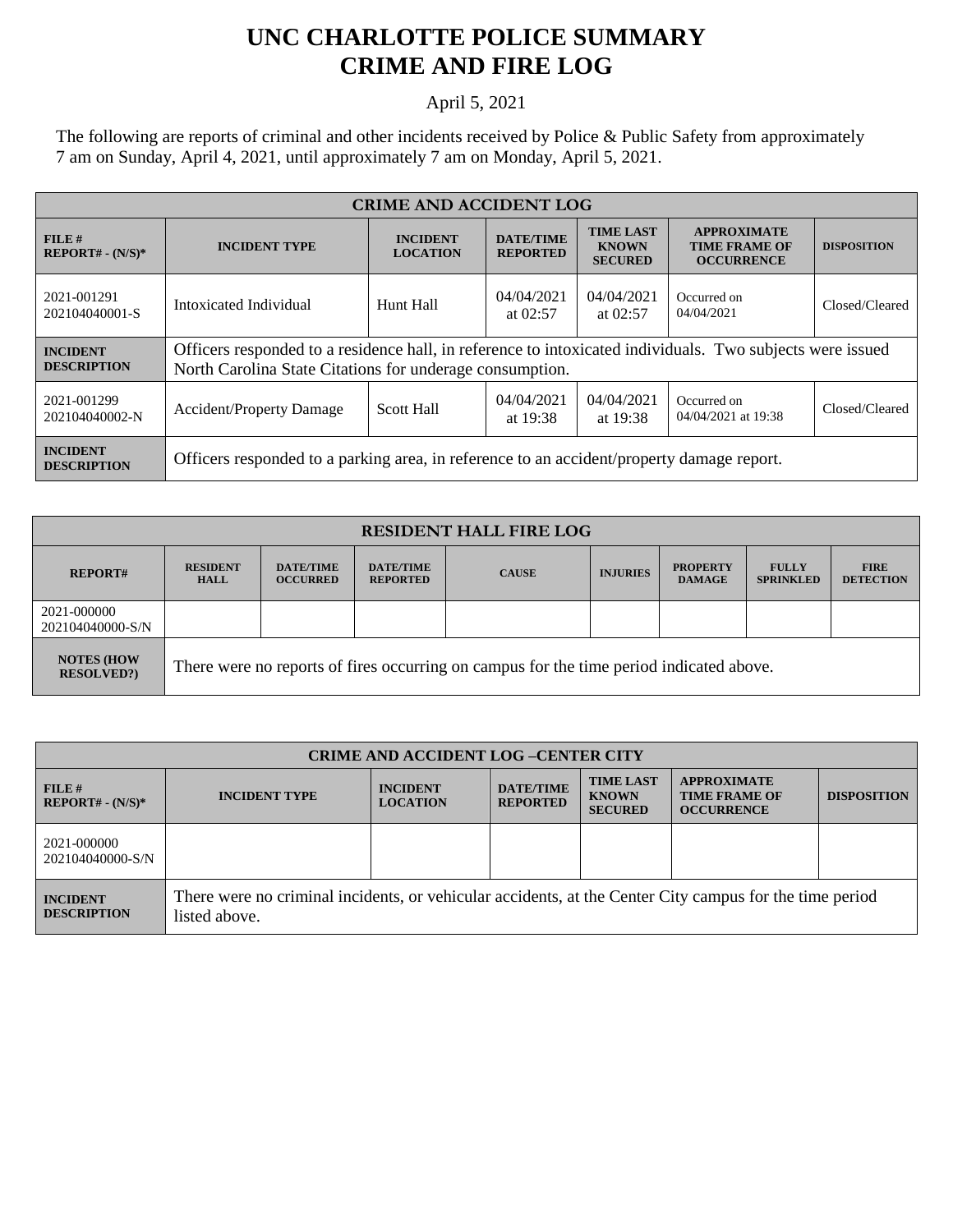# UNC CHARLOTTE POLICE SUMMARY
# CRIME AND FIRE LOG

April 5, 2021

The following are reports of criminal and other incidents received by Police & Public Safety from approximately 7 am on Sunday, April 4, 2021, until approximately 7 am on Monday, April 5, 2021.

| CRIME AND ACCIDENT LOG | | | | | | |
|---|---|---|---|---|---|---|
| **FILE # REPORT# - (N/S)*** | **INCIDENT TYPE** | **INCIDENT LOCATION** | **DATE/TIME REPORTED** | **TIME LAST KNOWN SECURED** | **APPROXIMATE TIME FRAME OF OCCURRENCE** | **DISPOSITION** |
| 2021-001291 202104040001-S | Intoxicated Individual | Hunt Hall | 04/04/2021 at 02:57 | 04/04/2021 at 02:57 | Occurred on 04/04/2021 | Closed/Cleared |
| **INCIDENT DESCRIPTION** | Officers responded to a residence hall, in reference to intoxicated individuals. Two subjects were issued North Carolina State Citations for underage consumption. | | | | | |
| 2021-001299 202104040002-N | Accident/Property Damage | Scott Hall | 04/04/2021 at 19:38 | 04/04/2021 at 19:38 | Occurred on 04/04/2021 at 19:38 | Closed/Cleared |
| **INCIDENT DESCRIPTION** | Officers responded to a parking area, in reference to an accident/property damage report. | | | | | |

| RESIDENT HALL FIRE LOG | | | | | | | | |
|---|---|---|---|---|---|---|---|---|
| **REPORT#** | **RESIDENT HALL** | **DATE/TIME OCCURRED** | **DATE/TIME REPORTED** | **CAUSE** | **INJURIES** | **PROPERTY DAMAGE** | **FULLY SPRINKLED** | **FIRE DETECTION** |
| 2021-000000 202104040000-S/N | | | | | | | | |
| **NOTES (HOW RESOLVED?)** | There were no reports of fires occurring on campus for the time period indicated above. | | | | | | | |

| CRIME AND ACCIDENT LOG –CENTER CITY | | | | | | |
|---|---|---|---|---|---|---|
| **FILE # REPORT# - (N/S)*** | **INCIDENT TYPE** | **INCIDENT LOCATION** | **DATE/TIME REPORTED** | **TIME LAST KNOWN SECURED** | **APPROXIMATE TIME FRAME OF OCCURRENCE** | **DISPOSITION** |
| 2021-000000 202104040000-S/N | | | | | | |
| **INCIDENT DESCRIPTION** | There were no criminal incidents, or vehicular accidents, at the Center City campus for the time period listed above. | | | | | |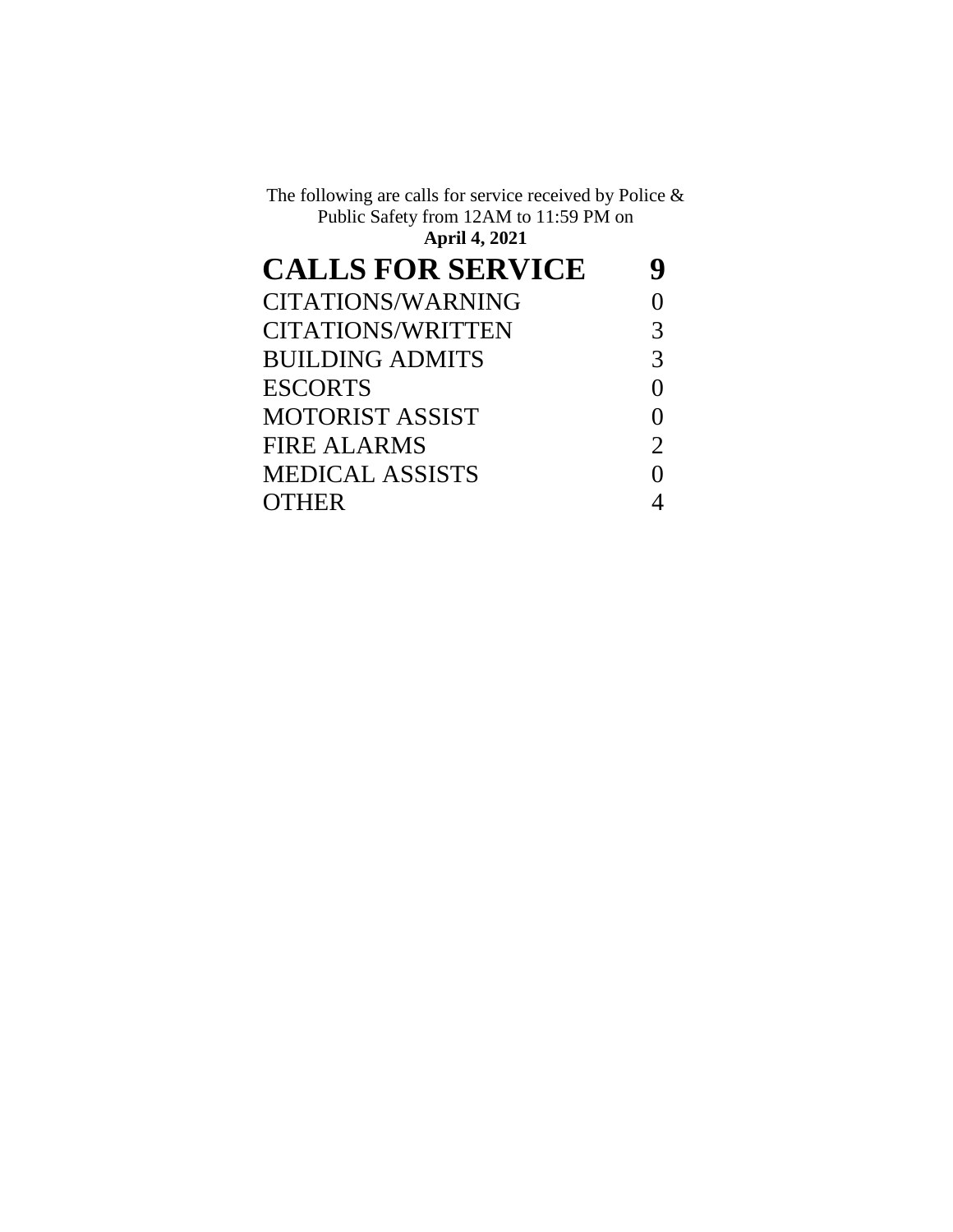The following are calls for service received by Police & Public Safety from 12AM to 11:59 PM on

**April 4, 2021**

| | |
|---|---|
| **CALLS FOR SERVICE** | **9** |
| CITATIONS/WARNING | 0 |
| CITATIONS/WRITTEN | 3 |
| BUILDING ADMITS | 3 |
| ESCORTS | 0 |
| MOTORIST ASSIST | 0 |
| FIRE ALARMS | 2 |
| MEDICAL ASSISTS | 0 |
| OTHER | 4 |